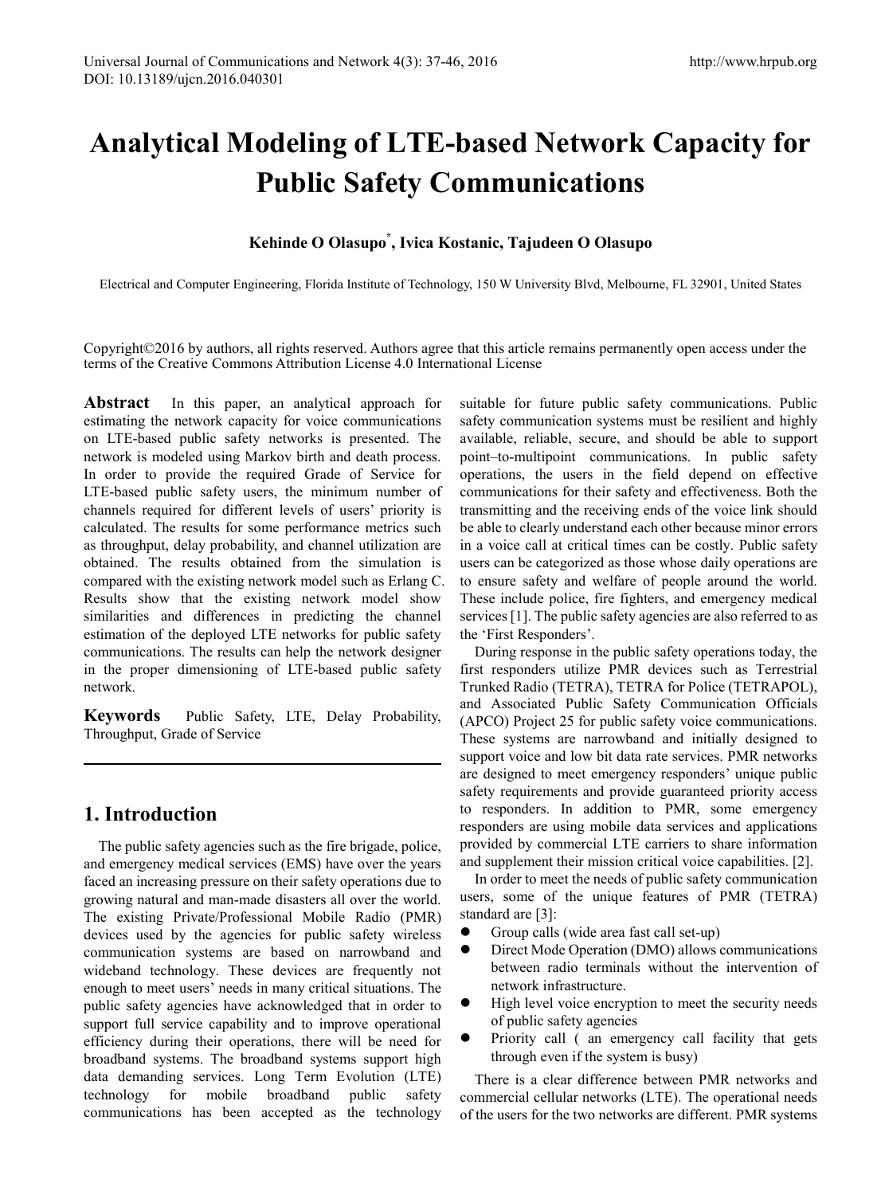# Analytical Modeling of LTE-based Network Capacity for Public Safety Communications

**Kehinde O Olasupo*, Ivica Kostanic, Tajudeen O Olasupo**

Electrical and Computer Engineering, Florida Institute of Technology, 150 W University Blvd, Melbourne, FL 32901, United States

Copyright©2016 by authors, all rights reserved. Authors agree that this article remains permanently open access under the terms of the Creative Commons Attribution License 4.0 International License

**Abstract** In this paper, an analytical approach for estimating the network capacity for voice communications on LTE-based public safety networks is presented. The network is modeled using Markov birth and death process. In order to provide the required Grade of Service for LTE-based public safety users, the minimum number of channels required for different levels of users' priority is calculated. The results for some performance metrics such as throughput, delay probability, and channel utilization are obtained. The results obtained from the simulation is compared with the existing network model such as Erlang C. Results show that the existing network model show similarities and differences in predicting the channel estimation of the deployed LTE networks for public safety communications. The results can help the network designer in the proper dimensioning of LTE-based public safety network.

**Keywords** Public Safety, LTE, Delay Probability, Throughput, Grade of Service

## 1. Introduction

The public safety agencies such as the fire brigade, police, and emergency medical services (EMS) have over the years faced an increasing pressure on their safety operations due to growing natural and man-made disasters all over the world. The existing Private/Professional Mobile Radio (PMR) devices used by the agencies for public safety wireless communication systems are based on narrowband and wideband technology. These devices are frequently not enough to meet users' needs in many critical situations. The public safety agencies have acknowledged that in order to support full service capability and to improve operational efficiency during their operations, there will be need for broadband systems. The broadband systems support high data demanding services. Long Term Evolution (LTE) technology for mobile broadband public safety communications has been accepted as the technology suitable for future public safety communications. Public safety communication systems must be resilient and highly available, reliable, secure, and should be able to support point–to-multipoint communications. In public safety operations, the users in the field depend on effective communications for their safety and effectiveness. Both the transmitting and the receiving ends of the voice link should be able to clearly understand each other because minor errors in a voice call at critical times can be costly. Public safety users can be categorized as those whose daily operations are to ensure safety and welfare of people around the world. These include police, fire fighters, and emergency medical services [1]. The public safety agencies are also referred to as the 'First Responders'.

During response in the public safety operations today, the first responders utilize PMR devices such as Terrestrial Trunked Radio (TETRA), TETRA for Police (TETRAPOL), and Associated Public Safety Communication Officials (APCO) Project 25 for public safety voice communications. These systems are narrowband and initially designed to support voice and low bit data rate services. PMR networks are designed to meet emergency responders' unique public safety requirements and provide guaranteed priority access to responders. In addition to PMR, some emergency responders are using mobile data services and applications provided by commercial LTE carriers to share information and supplement their mission critical voice capabilities. [2].

In order to meet the needs of public safety communication users, some of the unique features of PMR (TETRA) standard are [3]:

- Group calls (wide area fast call set-up)
- Direct Mode Operation (DMO) allows communications between radio terminals without the intervention of network infrastructure.
- High level voice encryption to meet the security needs of public safety agencies
- Priority call ( an emergency call facility that gets through even if the system is busy)

There is a clear difference between PMR networks and commercial cellular networks (LTE). The operational needs of the users for the two networks are different. PMR systems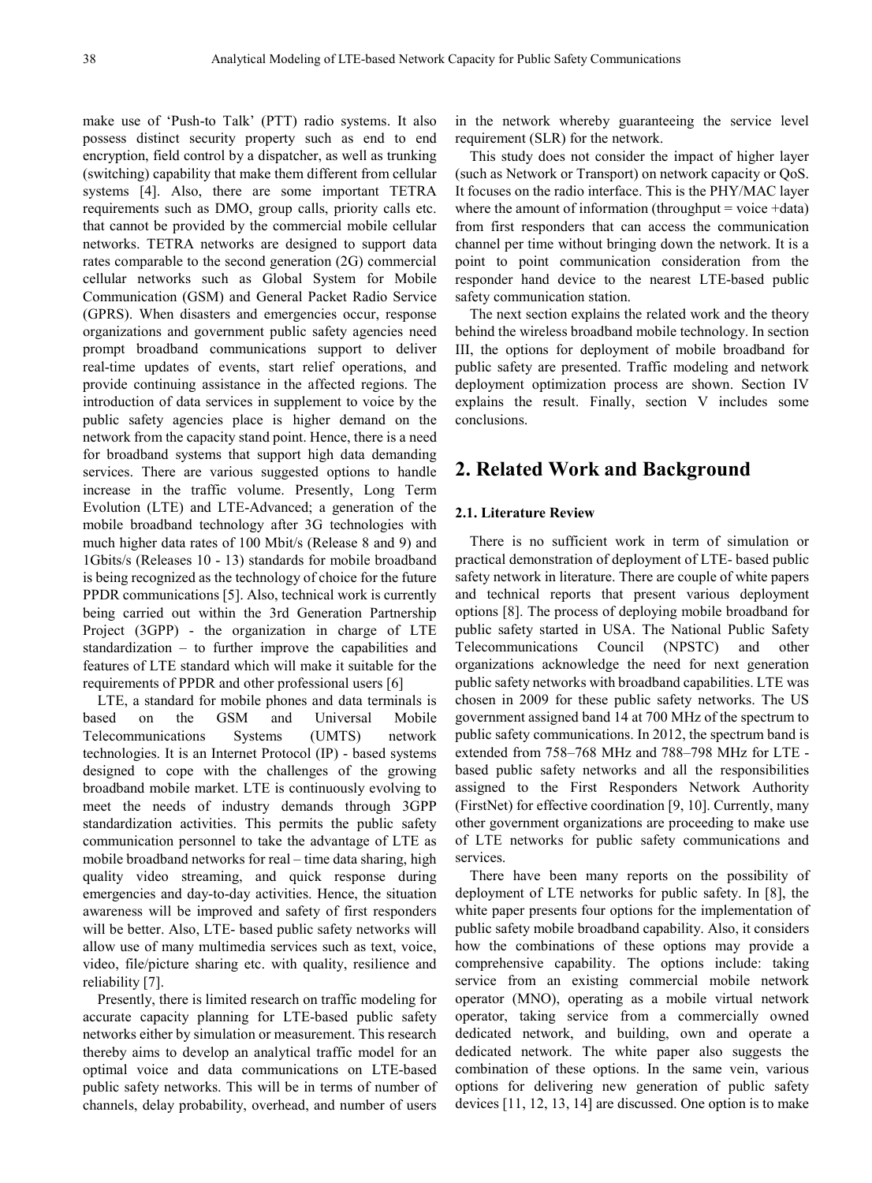make use of 'Push-to Talk' (PTT) radio systems. It also possess distinct security property such as end to end encryption, field control by a dispatcher, as well as trunking (switching) capability that make them different from cellular systems [4]. Also, there are some important TETRA requirements such as DMO, group calls, priority calls etc. that cannot be provided by the commercial mobile cellular networks. TETRA networks are designed to support data rates comparable to the second generation (2G) commercial cellular networks such as Global System for Mobile Communication (GSM) and General Packet Radio Service (GPRS). When disasters and emergencies occur, response organizations and government public safety agencies need prompt broadband communications support to deliver real-time updates of events, start relief operations, and provide continuing assistance in the affected regions. The introduction of data services in supplement to voice by the public safety agencies place is higher demand on the network from the capacity stand point. Hence, there is a need for broadband systems that support high data demanding services. There are various suggested options to handle increase in the traffic volume. Presently, Long Term Evolution (LTE) and LTE-Advanced; a generation of the mobile broadband technology after 3G technologies with much higher data rates of 100 Mbit/s (Release 8 and 9) and 1Gbits/s (Releases 10 - 13) standards for mobile broadband is being recognized as the technology of choice for the future PPDR communications [5]. Also, technical work is currently being carried out within the 3rd Generation Partnership Project (3GPP) - the organization in charge of LTE standardization – to further improve the capabilities and features of LTE standard which will make it suitable for the requirements of PPDR and other professional users [6]

LTE, a standard for mobile phones and data terminals is based on the GSM and Universal Mobile Telecommunications Systems (UMTS) network technologies. It is an Internet Protocol (IP) - based systems designed to cope with the challenges of the growing broadband mobile market. LTE is continuously evolving to meet the needs of industry demands through 3GPP standardization activities. This permits the public safety communication personnel to take the advantage of LTE as mobile broadband networks for real – time data sharing, high quality video streaming, and quick response during emergencies and day-to-day activities. Hence, the situation awareness will be improved and safety of first responders will be better. Also, LTE- based public safety networks will allow use of many multimedia services such as text, voice, video, file/picture sharing etc. with quality, resilience and reliability [7].

Presently, there is limited research on traffic modeling for accurate capacity planning for LTE-based public safety networks either by simulation or measurement. This research thereby aims to develop an analytical traffic model for an optimal voice and data communications on LTE-based public safety networks. This will be in terms of number of channels, delay probability, overhead, and number of users in the network whereby guaranteeing the service level requirement (SLR) for the network.

This study does not consider the impact of higher layer (such as Network or Transport) on network capacity or QoS. It focuses on the radio interface. This is the PHY/MAC layer where the amount of information (throughput = voice +data) from first responders that can access the communication channel per time without bringing down the network. It is a point to point communication consideration from the responder hand device to the nearest LTE-based public safety communication station.

The next section explains the related work and the theory behind the wireless broadband mobile technology. In section III, the options for deployment of mobile broadband for public safety are presented. Traffic modeling and network deployment optimization process are shown. Section IV explains the result. Finally, section V includes some conclusions.

## 2. Related Work and Background

### 2.1. Literature Review

There is no sufficient work in term of simulation or practical demonstration of deployment of LTE- based public safety network in literature. There are couple of white papers and technical reports that present various deployment options [8]. The process of deploying mobile broadband for public safety started in USA. The National Public Safety Telecommunications Council (NPSTC) and other organizations acknowledge the need for next generation public safety networks with broadband capabilities. LTE was chosen in 2009 for these public safety networks. The US government assigned band 14 at 700 MHz of the spectrum to public safety communications. In 2012, the spectrum band is extended from 758–768 MHz and 788–798 MHz for LTE - based public safety networks and all the responsibilities assigned to the First Responders Network Authority (FirstNet) for effective coordination [9, 10]. Currently, many other government organizations are proceeding to make use of LTE networks for public safety communications and services.

There have been many reports on the possibility of deployment of LTE networks for public safety. In [8], the white paper presents four options for the implementation of public safety mobile broadband capability. Also, it considers how the combinations of these options may provide a comprehensive capability. The options include: taking service from an existing commercial mobile network operator (MNO), operating as a mobile virtual network operator, taking service from a commercially owned dedicated network, and building, own and operate a dedicated network. The white paper also suggests the combination of these options. In the same vein, various options for delivering new generation of public safety devices [11, 12, 13, 14] are discussed. One option is to make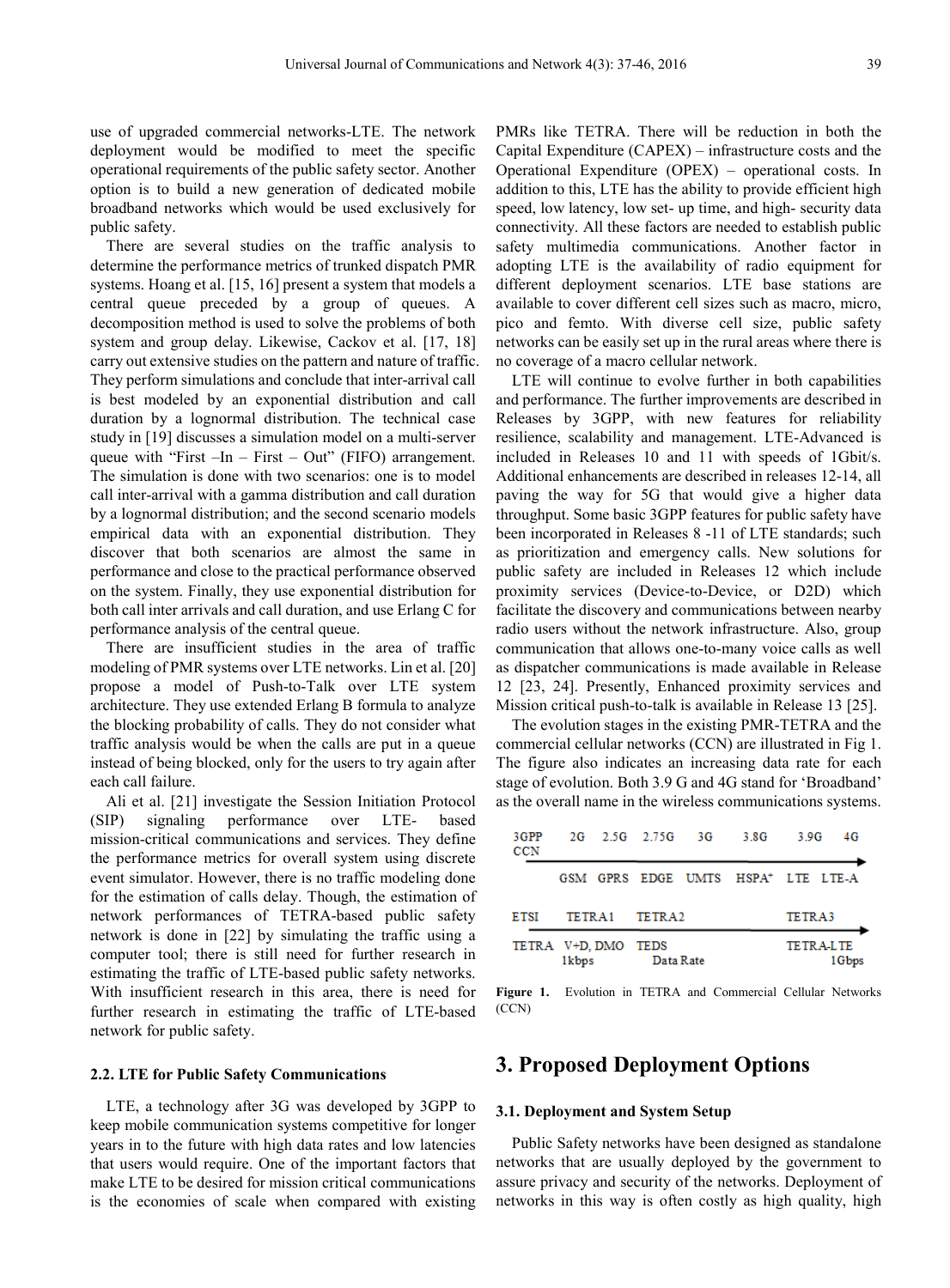use of upgraded commercial networks-LTE. The network deployment would be modified to meet the specific operational requirements of the public safety sector. Another option is to build a new generation of dedicated mobile broadband networks which would be used exclusively for public safety.

There are several studies on the traffic analysis to determine the performance metrics of trunked dispatch PMR systems. Hoang et al. [15, 16] present a system that models a central queue preceded by a group of queues. A decomposition method is used to solve the problems of both system and group delay. Likewise, Cackov et al. [17, 18] carry out extensive studies on the pattern and nature of traffic. They perform simulations and conclude that inter-arrival call is best modeled by an exponential distribution and call duration by a lognormal distribution. The technical case study in [19] discusses a simulation model on a multi-server queue with "First –In – First – Out" (FIFO) arrangement. The simulation is done with two scenarios: one is to model call inter-arrival with a gamma distribution and call duration by a lognormal distribution; and the second scenario models empirical data with an exponential distribution. They discover that both scenarios are almost the same in performance and close to the practical performance observed on the system. Finally, they use exponential distribution for both call inter arrivals and call duration, and use Erlang C for performance analysis of the central queue.

There are insufficient studies in the area of traffic modeling of PMR systems over LTE networks. Lin et al. [20] propose a model of Push-to-Talk over LTE system architecture. They use extended Erlang B formula to analyze the blocking probability of calls. They do not consider what traffic analysis would be when the calls are put in a queue instead of being blocked, only for the users to try again after each call failure.

Ali et al. [21] investigate the Session Initiation Protocol (SIP) signaling performance over LTE- based mission-critical communications and services. They define the performance metrics for overall system using discrete event simulator. However, there is no traffic modeling done for the estimation of calls delay. Though, the estimation of network performances of TETRA-based public safety network is done in [22] by simulating the traffic using a computer tool; there is still need for further research in estimating the traffic of LTE-based public safety networks. With insufficient research in this area, there is need for further research in estimating the traffic of LTE-based network for public safety.

### 2.2. LTE for Public Safety Communications

LTE, a technology after 3G was developed by 3GPP to keep mobile communication systems competitive for longer years in to the future with high data rates and low latencies that users would require. One of the important factors that make LTE to be desired for mission critical communications is the economies of scale when compared with existing PMRs like TETRA. There will be reduction in both the Capital Expenditure (CAPEX) – infrastructure costs and the Operational Expenditure (OPEX) – operational costs. In addition to this, LTE has the ability to provide efficient high speed, low latency, low set- up time, and high- security data connectivity. All these factors are needed to establish public safety multimedia communications. Another factor in adopting LTE is the availability of radio equipment for different deployment scenarios. LTE base stations are available to cover different cell sizes such as macro, micro, pico and femto. With diverse cell size, public safety networks can be easily set up in the rural areas where there is no coverage of a macro cellular network.

LTE will continue to evolve further in both capabilities and performance. The further improvements are described in Releases by 3GPP, with new features for reliability resilience, scalability and management. LTE-Advanced is included in Releases 10 and 11 with speeds of 1Gbit/s. Additional enhancements are described in releases 12-14, all paving the way for 5G that would give a higher data throughput. Some basic 3GPP features for public safety have been incorporated in Releases 8 -11 of LTE standards; such as prioritization and emergency calls. New solutions for public safety are included in Releases 12 which include proximity services (Device-to-Device, or D2D) which facilitate the discovery and communications between nearby radio users without the network infrastructure. Also, group communication that allows one-to-many voice calls as well as dispatcher communications is made available in Release 12 [23, 24]. Presently, Enhanced proximity services and Mission critical push-to-talk is available in Release 13 [25].

The evolution stages in the existing PMR-TETRA and the commercial cellular networks (CCN) are illustrated in Fig 1. The figure also indicates an increasing data rate for each stage of evolution. Both 3.9 G and 4G stand for 'Broadband' as the overall name in the wireless communications systems.

| 3GPP CCN | 2G | 2.5G | 2.75G | 3G | 3.8G | 3.9G | 4G |
|---|---|---|---|---|---|---|---|
| | GSM | GPRS | EDGE | UMTS | HSPA+ | LTE | LTE-A |
| ETSI | TETRA1 | | TETRA2 | | | TETRA3 | |
| TETRA | V+D, DMO 1kbps | | TEDS Data Rate | | | TETRA-LTE 1Gbps | |

**Figure 1.** Evolution in TETRA and Commercial Cellular Networks (CCN)

## 3. Proposed Deployment Options

### 3.1. Deployment and System Setup

Public Safety networks have been designed as standalone networks that are usually deployed by the government to assure privacy and security of the networks. Deployment of networks in this way is often costly as high quality, high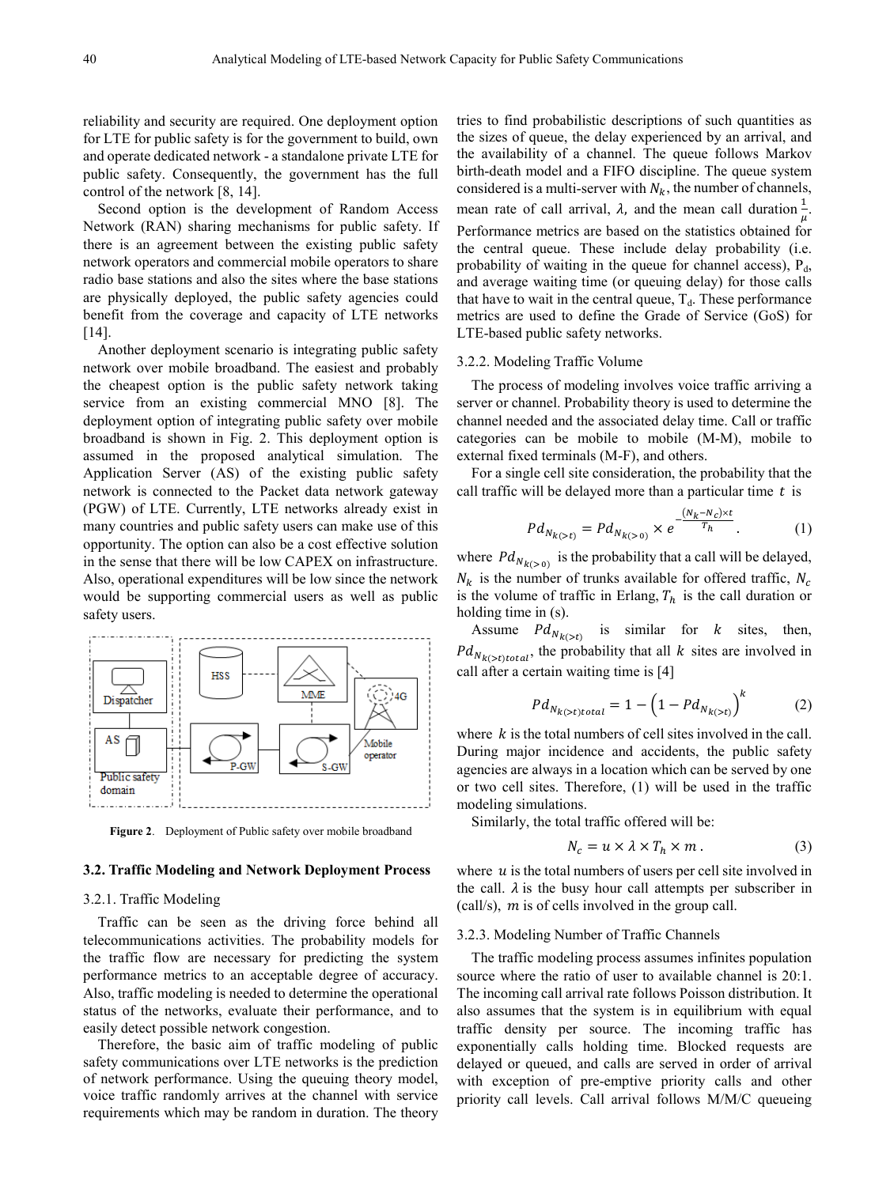reliability and security are required. One deployment option for LTE for public safety is for the government to build, own and operate dedicated network - a standalone private LTE for public safety. Consequently, the government has the full control of the network [8, 14].

Second option is the development of Random Access Network (RAN) sharing mechanisms for public safety. If there is an agreement between the existing public safety network operators and commercial mobile operators to share radio base stations and also the sites where the base stations are physically deployed, the public safety agencies could benefit from the coverage and capacity of LTE networks [14].

Another deployment scenario is integrating public safety network over mobile broadband. The easiest and probably the cheapest option is the public safety network taking service from an existing commercial MNO [8]. The deployment option of integrating public safety over mobile broadband is shown in Fig. 2. This deployment option is assumed in the proposed analytical simulation. The Application Server (AS) of the existing public safety network is connected to the Packet data network gateway (PGW) of LTE. Currently, LTE networks already exist in many countries and public safety users can make use of this opportunity. The option can also be a cost effective solution in the sense that there will be low CAPEX on infrastructure. Also, operational expenditures will be low since the network would be supporting commercial users as well as public safety users.

**Figure 2**. Deployment of Public safety over mobile broadband

### 3.2. Traffic Modeling and Network Deployment Process

#### 3.2.1. Traffic Modeling

Traffic can be seen as the driving force behind all telecommunications activities. The probability models for the traffic flow are necessary for predicting the system performance metrics to an acceptable degree of accuracy. Also, traffic modeling is needed to determine the operational status of the networks, evaluate their performance, and to easily detect possible network congestion.

Therefore, the basic aim of traffic modeling of public safety communications over LTE networks is the prediction of network performance. Using the queing theory model, voice traffic randomly arrives at the channel with service requirements which may be random in duration. The theory tries to find probabilistic descriptions of such quantities as the sizes of queue, the delay experienced by an arrival, and the availability of a channel. The queue follows Markov birth-death model and a FIFO discipline. The queue system considered is a multi-server with $N_k$, the number of channels, mean rate of call arrival, $\lambda$, and the mean call duration $\frac{1}{\mu}$. Performance metrics are based on the statistics obtained for the central queue. These include delay probability (i.e. probability of waiting in the queue for channel access), $P_d$, and average waiting time (or queuing delay) for those calls that have to wait in the central queue, $T_d$. These performance metrics are used to define the Grade of Service (GoS) for LTE-based public safety networks.

#### 3.2.2. Modeling Traffic Volume

The process of modeling involves voice traffic arriving a server or channel. Probability theory is used to determine the channel needed and the associated delay time. Call or traffic categories can be mobile to mobile (M-M), mobile to external fixed terminals (M-F), and others.

For a single cell site consideration, the probability that the call traffic will be delayed more than a particular time $t$ is

$$Pd_{N_{k(>t)}} = Pd_{N_{k(>0)}} \times e^{-\frac{(N_k - N_c)\times t}{T_h}}. \quad (1)$$

where $Pd_{N_{k(>0)}}$ is the probability that a call will be delayed, $N_k$ is the number of trunks available for offered traffic, $N_c$ is the volume of traffic in Erlang, $T_h$ is the call duration or holding time in (s).

Assume $Pd_{N_{k(>t)}}$ is similar for $k$ sites, then, $Pd_{N_{k(>t)total}}$, the probability that all $k$ sites are involved in call after a certain waiting time is [4]

$$Pd_{N_{k(>t)total}} = 1 - \left(1 - Pd_{N_{k(>t)}}\right)^k \quad (2)$$

where $k$ is the total numbers of call sites involved in the call. During major incidence and accidents, the public safety agencies are always in a location which can be served by one or two cell sites. Therefore, (1) will be used in the traffic modeling simulations.

Similarly, the total traffic offered will be:

$$N_c = u \times \lambda \times T_h \times m\,. \quad (3)$$

where $u$ is the total numbers of users per cell site involved in the call. $\lambda$ is the busy hour call attempts per subscriber in (call/s), $m$ is of cells involved in the group call.

#### 3.2.3. Modeling Number of Traffic Channels

The traffic modeling process assumes infinites population source where the ratio of user to available channel is 20:1. The incoming call arrival rate follows Poisson distribution. It also assumes that the system is in equilibrium with equal traffic density per source. The incoming traffic has exponentially calls holding time. Blocked requests are delayed or queued, and calls are served in order of arrival with exception of pre-emptive priority calls and other priority call levels. Call arrival follows M/M/C queueing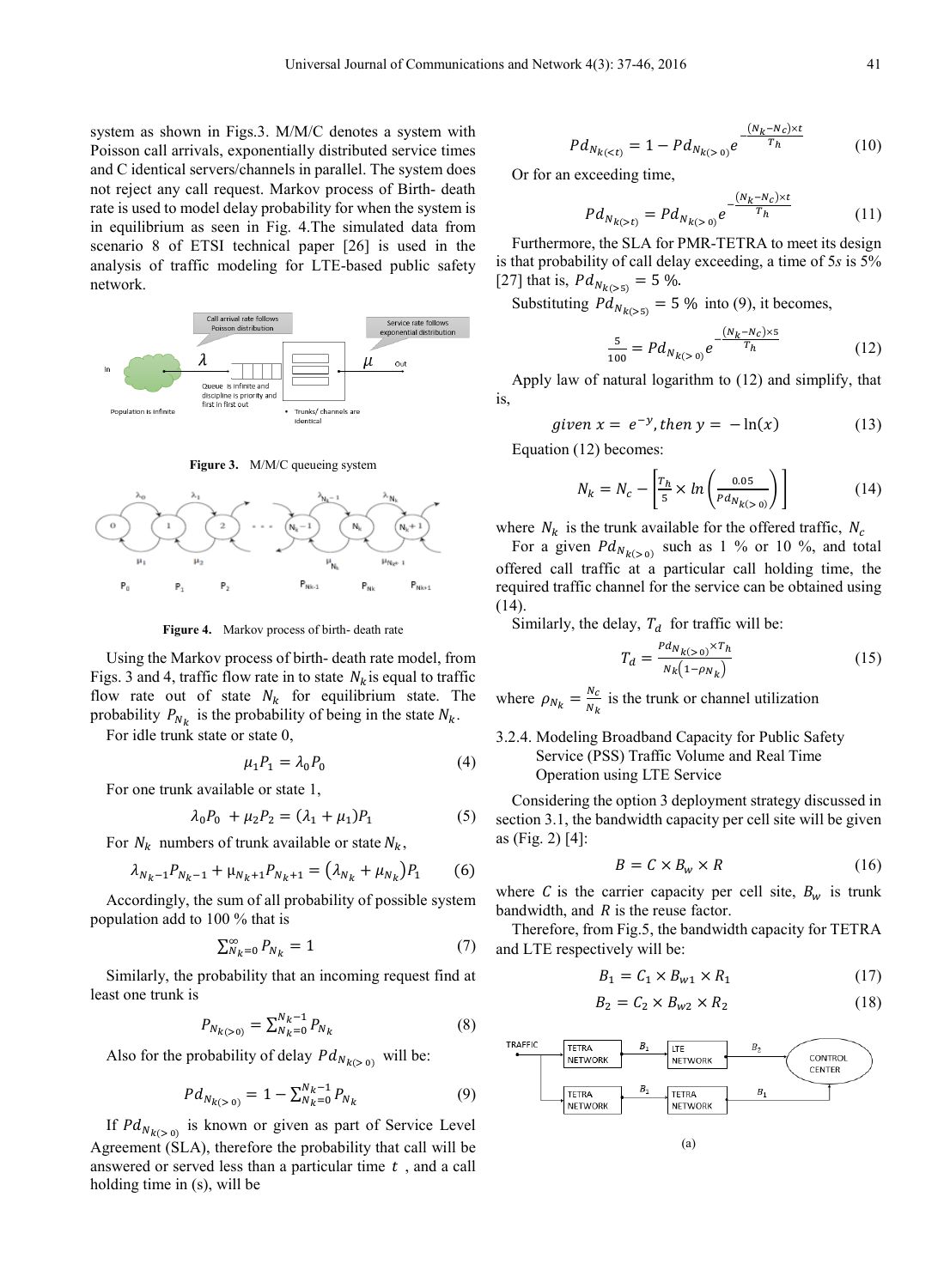system as shown in Figs.3. M/M/C denotes a system with Poisson call arrivals, exponentially distributed service times and C identical servers/channels in parallel. The system does not reject any call request. Markov process of Birth- death rate is used to model delay probability for when the system is in equilibrium as seen in Fig. 4.The simulated data from scenario 8 of ETSI technical paper [26] is used in the analysis of traffic modeling for LTE-based public safety network.

**Figure 3.** M/M/C queueing system

**Figure 4.** Markov process of birth- death rate

Using the Markov process of birth- death rate model, from Figs. 3 and 4, traffic flow rate in to state $N_k$ is equal to traffic flow rate out of state $N_k$ for equilibrium state. The probability $P_{N_k}$ is the probability of being in the state $N_k$.

For idle trunk state or state 0,

$$\mu_1 P_1 = \lambda_0 P_0 \tag{4}$$

For one trunk available or state 1,

$$\lambda_0 P_0 + \mu_2 P_2 = (\lambda_1 + \mu_1) P_1 \tag{5}$$

For $N_k$ numbers of trunk available or state $N_k$,

$$\lambda_{N_k-1} P_{N_k-1} + \mu_{N_k+1} P_{N_k+1} = (\lambda_{N_k} + \mu_{N_k}) P_1 \tag{6}$$

Accordingly, the sum of all probability of possible system population add to 100 % that is

$$\sum_{N_k=0}^{\infty} P_{N_k} = 1 \tag{7}$$

Similarly, the probability that an incoming request find at least one trunk is

$$P_{N_{k(>0)}} = \sum_{N_k=0}^{N_k-1} P_{N_k} \tag{8}$$

Also for the probability of delay $Pd_{N_{k(>0)}}$ will be:

$$Pd_{N_{k(>0)}} = 1 - \sum_{N_k=0}^{N_k-1} P_{N_k} \tag{9}$$

If $Pd_{N_{k(>0)}}$ is known or given as part of Service Level Agreement (SLA), therefore the probability that call will be answered or served less than a particular time $t$ , and a call holding time in (s), will be

$$Pd_{N_{k(<t)}} = 1 - Pd_{N_{k(>0)}} e^{-\frac{(N_k - N_c)\times t}{T_h}} \tag{10}$$

Or for an exceeding time,

$$Pd_{N_{k(>t)}} = Pd_{N_{k(>0)}} e^{-\frac{(N_k - N_c)\times t}{T_h}} \tag{11}$$

Furthermore, the SLA for PMR-TETRA to meet its design is that probability of call delay exceeding, a time of 5*s* is 5% [27] that is, $Pd_{N_{k(>5)}} = 5\ \%$.

Substituting $Pd_{N_{k(>5)}} = 5\ \%$ into (9), it becomes,

$$\frac{5}{100} = Pd_{N_{k(>0)}} e^{-\frac{(N_k - N_c)\times 5}{T_h}} \tag{12}$$

Apply law of natural logarithm to (12) and simplify, that is,

$$given\ x = e^{-y}, then\ y = -\ln(x) \tag{13}$$

Equation (12) becomes:

$$N_k = N_c - \left[\frac{T_h}{5} \times \ln\left(\frac{0.05}{Pd_{N_{k(>0)}}}\right)\right] \tag{14}$$

where $N_k$ is the trunk available for the offered traffic, $N_c$

For a given $Pd_{N_{k(>0)}}$ such as 1 % or 10 %, and total offered call traffic at a particular call holding time, the required traffic channel for the service can be obtained using (14).

Similarly, the delay, $T_d$ for traffic will be:

$$T_d = \frac{Pd_{N_{k(>0)}} \times T_h}{N_k(1 - \rho_{N_k})} \tag{15}$$

where $\rho_{N_k} = \frac{N_c}{N_k}$ is the trunk or channel utilization

### 3.2.4. Modeling Broadband Capacity for Public Safety Service (PSS) Traffic Volume and Real Time Operation using LTE Service

Considering the option 3 deployment strategy discussed in section 3.1, the bandwidth capacity per cell site will be given as (Fig. 2) [4]:

$$B = C \times B_w \times R \tag{16}$$

where $C$ is the carrier capacity per cell site, $B_w$ is trunk bandwidth, and $R$ is the reuse factor.

Therefore, from Fig.5, the bandwidth capacity for TETRA and LTE respectively will be:

$$B_1 = C_1 \times B_{w1} \times R_1 \tag{17}$$

$$B_2 = C_2 \times B_{w2} \times R_2 \tag{18}$$

(a)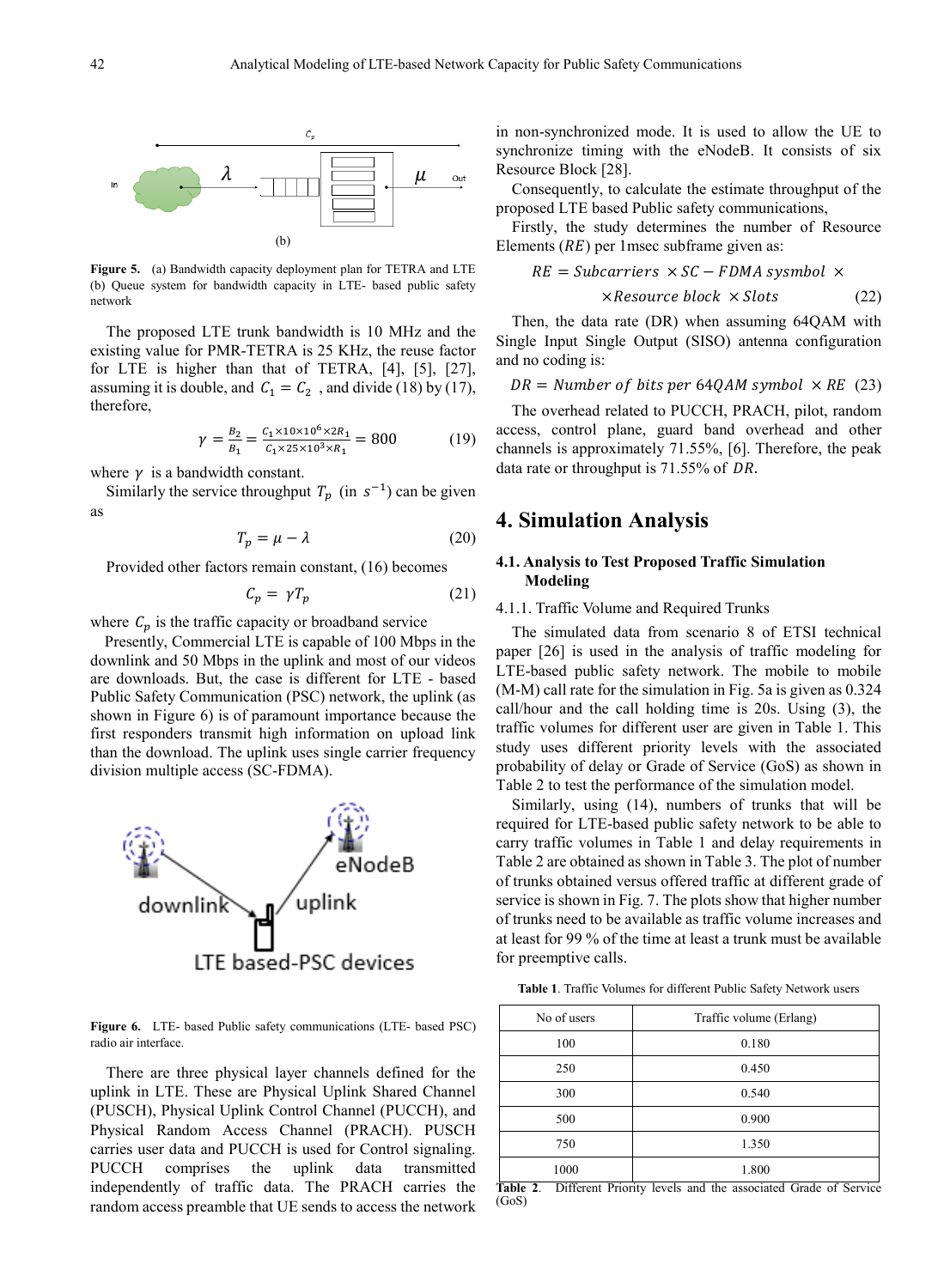Figure 5. (a) Bandwidth capacity deployment plan for TETRA and LTE (b) Queue system for bandwidth capacity in LTE- based public safety network

The proposed LTE trunk bandwidth is 10 MHz and the existing value for PMR-TETRA is 25 KHz, the reuse factor for LTE is higher than that of TETRA, [4], [5], [27], assuming it is double, and $C_1 = C_2$ , and divide (18) by (17), therefore,

$$\gamma = \frac{B_2}{B_1} = \frac{C_1 \times 10 \times 10^6 \times 2R_1}{C_1 \times 25 \times 10^3 \times R_1} = 800 \qquad (19)$$

where $\gamma$ is a bandwidth constant.

Similarly the service throughput $T_p$ (in $s^{-1}$) can be given as

$$T_p = \mu - \lambda \qquad (20)$$

Provided other factors remain constant, (16) becomes

$$C_p = \gamma T_p \qquad (21)$$

where $C_p$ is the traffic capacity or broadband service

Presently, Commercial LTE is capable of 100 Mbps in the downlink and 50 Mbps in the uplink and most of our videos are downloads. But, the case is different for LTE - based Public Safety Communication (PSC) network, the uplink (as shown in Figure 6) is of paramount importance because the first responders transmit high information on upload link than the download. The uplink uses single carrier frequency division multiple access (SC-FDMA).

Figure 6. LTE- based Public safety communications (LTE- based PSC) radio air interface.

There are three physical layer channels defined for the uplink in LTE. These are Physical Uplink Shared Channel (PUSCH), Physical Uplink Control Channel (PUCCH), and Physical Random Access Channel (PRACH). PUSCH carries user data and PUCCH is used for Control signaling. PUCCH comprises the uplink data transmitted independently of traffic data. The PRACH carries the random access preamble that UE sends to access the network in non-synchronized mode. It is used to allow the UE to synchronize timing with the eNodeB. It consists of six Resource Block [28].

Consequently, to calculate the estimate throughput of the proposed LTE based Public safety communications,

Firstly, the study determines the number of Resource Elements ($RE$) per 1msec subframe given as:

$$RE = Subcarriers \times SC-FDMA\ sysmbol \times \times Resource\ block \times Slots \qquad (22)$$

Then, the data rate (DR) when assuming 64QAM with Single Input Single Output (SISO) antenna configuration and no coding is:

$$DR = Number\ of\ bits\ per\ 64QAM\ symbol \times RE \qquad (23)$$

The overhead related to PUCCH, PRACH, pilot, random access, control plane, guard band overhead and other channels is approximately 71.55%, [6]. Therefore, the peak data rate or throughput is 71.55% of $DR$.

# 4. Simulation Analysis

## 4.1. Analysis to Test Proposed Traffic Simulation Modeling

### 4.1.1. Traffic Volume and Required Trunks

The simulated data from scenario 8 of ETSI technical paper [26] is used in the analysis of traffic modeling for LTE-based public safety network. The mobile to mobile (M-M) call rate for the simulation in Fig. 5a is given as 0.324 call/hour and the call holding time is 20s. Using (3), the traffic volumes for different user are given in Table 1. This study uses different priority levels with the associated probability of delay or Grade of Service (GoS) as shown in Table 2 to test the performance of the simulation model.

Similarly, using (14), numbers of trunks that will be required for LTE-based public safety network to be able to carry traffic volumes in Table 1 and delay requirements in Table 2 are obtained as shown in Table 3. The plot of number of trunks obtained versus offered traffic at different grade of service is shown in Fig. 7. The plots show that higher number of trunks need to be available as traffic volume increases and at least for 99 % of the time at least a trunk must be available for preemptive calls.

Table 1. Traffic Volumes for different Public Safety Network users

| No of users | Traffic volume (Erlang) |
|---|---|
| 100 | 0.180 |
| 250 | 0.450 |
| 300 | 0.540 |
| 500 | 0.900 |
| 750 | 1.350 |
| 1000 | 1.800 |

Table 2. Different Priority levels and the associated Grade of Service (GoS)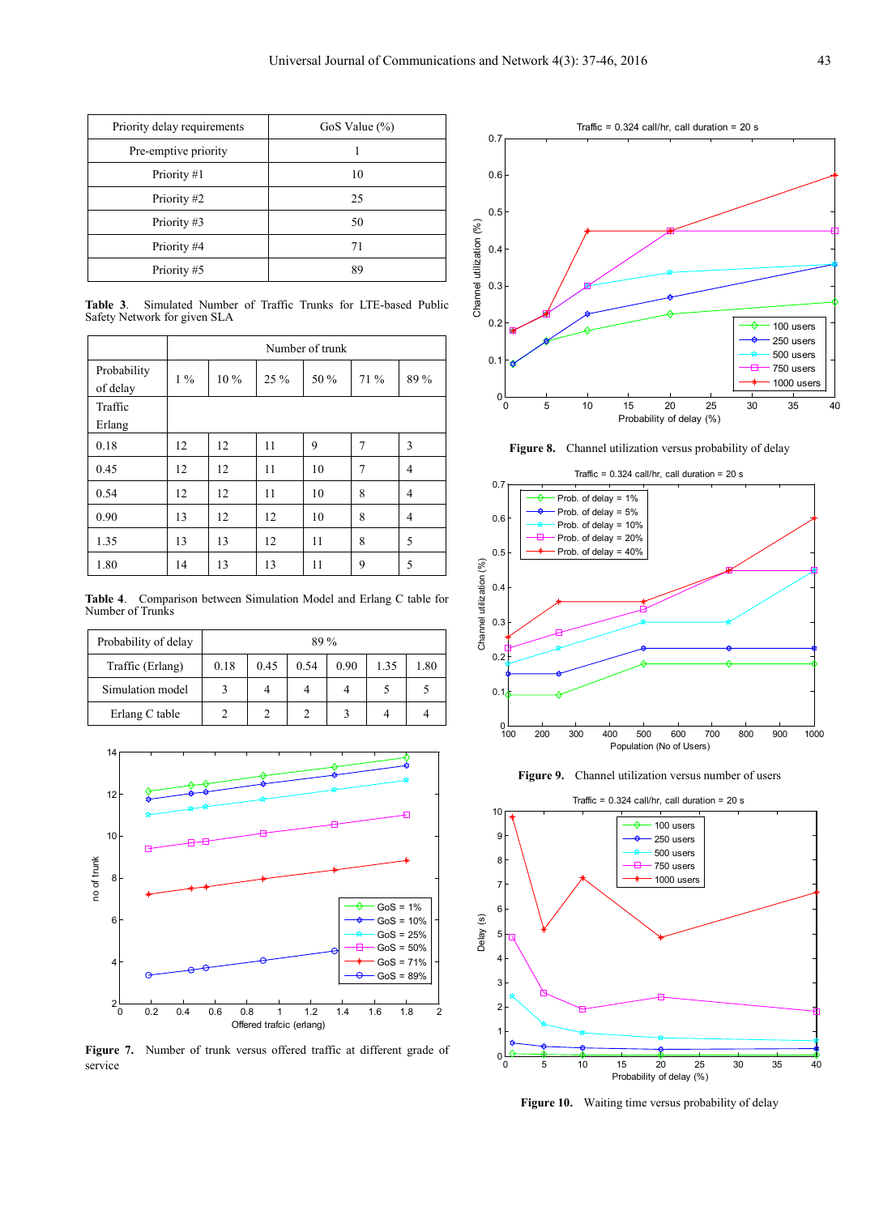| Priority delay requirements | GoS Value (%) |
|---|---|
| Pre-emptive priority | 1 |
| Priority #1 | 10 |
| Priority #2 | 25 |
| Priority #3 | 50 |
| Priority #4 | 71 |
| Priority #5 | 89 |

**Table 3**. Simulated Number of Traffic Trunks for LTE-based Public Safety Network for given SLA

| | Number of trunk | | | | | |
|---|---|---|---|---|---|---|
| Probability of delay | 1 % | 10 % | 25 % | 50 % | 71 % | 89 % |
| Traffic Erlang | | | | | | |
| 0.18 | 12 | 12 | 11 | 9 | 7 | 3 |
| 0.45 | 12 | 12 | 11 | 10 | 7 | 4 |
| 0.54 | 12 | 12 | 11 | 10 | 8 | 4 |
| 0.90 | 13 | 12 | 12 | 10 | 8 | 4 |
| 1.35 | 13 | 13 | 12 | 11 | 8 | 5 |
| 1.80 | 14 | 13 | 13 | 11 | 9 | 5 |

**Table 4**. Comparison between Simulation Model and Erlang C table for Number of Trunks

| Probability of delay | 89 % | | | | | |
|---|---|---|---|---|---|---|
| Traffic (Erlang) | 0.18 | 0.45 | 0.54 | 0.90 | 1.35 | 1.80 |
| Simulation model | 3 | 4 | 4 | 4 | 5 | 5 |
| Erlang C table | 2 | 2 | 2 | 3 | 4 | 4 |

**Figure 7.** Number of trunk versus offered traffic at different grade of service

**Figure 8.** Channel utilization versus probability of delay

**Figure 9.** Channel utilization versus number of users

**Figure 10.** Waiting time versus probability of delay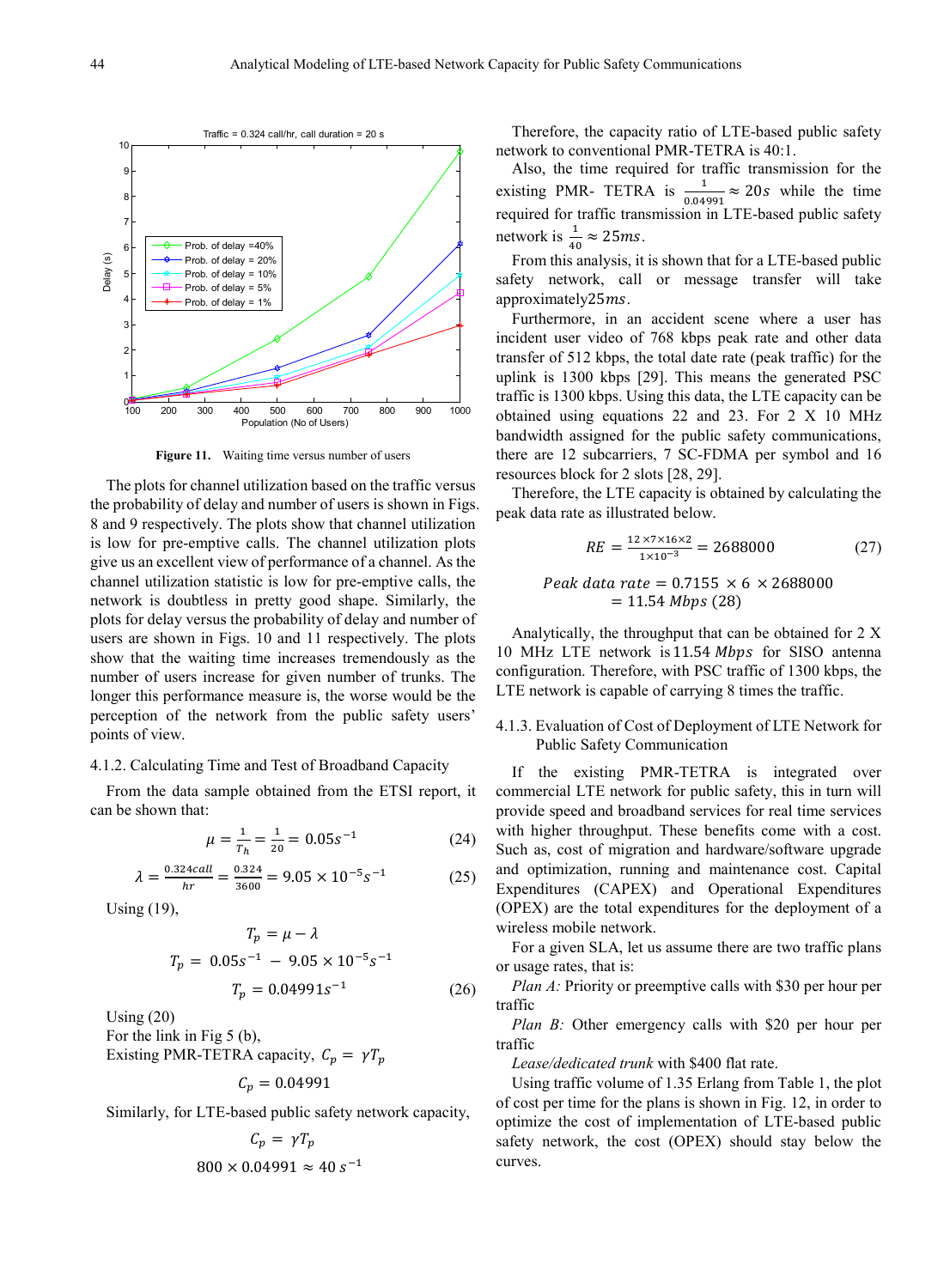Figure 11. Waiting time versus number of users

The plots for channel utilization based on the traffic versus the probability of delay and number of users is shown in Figs. 8 and 9 respectively. The plots show that channel utilization is low for pre-emptive calls. The channel utilization plots give us an excellent view of performance of a channel. As the channel utilization statistic is low for pre-emptive calls, the network is doubtless in pretty good shape. Similarly, the plots for delay versus the probability of delay and number of users are shown in Figs. 10 and 11 respectively. The plots show that the waiting time increases tremendously as the number of users increase for given number of trunks. The longer this performance measure is, the worse would be the perception of the network from the public safety users' points of view.

### 4.1.2. Calculating Time and Test of Broadband Capacity

From the data sample obtained from the ETSI report, it can be shown that:

$$\mu = \frac{1}{T_h} = \frac{1}{20} = 0.05s^{-1} \tag{24}$$

$$\lambda = \frac{0.324call}{hr} = \frac{0.324}{3600} = 9.05 \times 10^{-5}s^{-1} \tag{25}$$

Using (19),

$$T_p = \mu - \lambda$$

$$T_p = 0.05s^{-1} - 9.05 \times 10^{-5}s^{-1}$$

$$T_p = 0.04991s^{-1} \tag{26}$$

Using (20)

For the link in Fig 5 (b),

Existing PMR-TETRA capacity, $C_p = \gamma T_p$

$$C_p = 0.04991$$

Similarly, for LTE-based public safety network capacity,

$$C_p = \gamma T_p$$

$$800 \times 0.04991 \approx 40\ s^{-1}$$

Therefore, the capacity ratio of LTE-based public safety network to conventional PMR-TETRA is 40:1.

Also, the time required for traffic transmission for the existing PMR- TETRA is $\frac{1}{0.04991} \approx 20s$ while the time required for traffic transmission in LTE-based public safety network is $\frac{1}{40} \approx 25ms$.

From this analysis, it is shown that for a LTE-based public safety network, call or message transfer will take approximately $25ms$.

Furthermore, in an accident scene where a user has incident user video of 768 kbps peak rate and other data transfer of 512 kbps, the total date rate (peak traffic) for the uplink is 1300 kbps [29]. This means the generated PSC traffic is 1300 kbps. Using this data, the LTE capacity can be obtained using equations 22 and 23. For 2 X 10 MHz bandwidth assigned for the public safety communications, there are 12 subcarriers, 7 SC-FDMA per symbol and 16 resources block for 2 slots [28, 29].

Therefore, the LTE capacity is obtained by calculating the peak data rate as illustrated below.

$$RE = \frac{12 \times 7 \times 16 \times 2}{1 \times 10^{-3}} = 2688000 \tag{27}$$

$$Peak\ data\ rate = 0.7155 \times 6 \times 2688000 = 11.54\ Mbps \ (28)$$

Analytically, the throughput that can be obtained for 2 X 10 MHz LTE network is $11.54\ Mbps$ for SISO antenna configuration. Therefore, with PSC traffic of 1300 kbps, the LTE network is capable of carrying 8 times the traffic.

### 4.1.3. Evaluation of Cost of Deployment of LTE Network for Public Safety Communication

If the existing PMR-TETRA is integrated over commercial LTE network for public safety, this in turn will provide speed and broadband services for real time services with higher throughput. These benefits come with a cost. Such as, cost of migration and hardware/software upgrade and optimization, running and maintenance cost. Capital Expenditures (CAPEX) and Operational Expenditures (OPEX) are the total expenditures for the deployment of a wireless mobile network.

For a given SLA, let us assume there are two traffic plans or usage rates, that is:

*Plan A:* Priority or preemptive calls with \$30 per hour per traffic

*Plan B:* Other emergency calls with \$20 per hour per traffic

*Lease/dedicated trunk* with \$400 flat rate.

Using traffic volume of 1.35 Erlang from Table 1, the plot of cost per time for the plans is shown in Fig. 12, in order to optimize the cost of implementation of LTE-based public safety network, the cost (OPEX) should stay below the curves.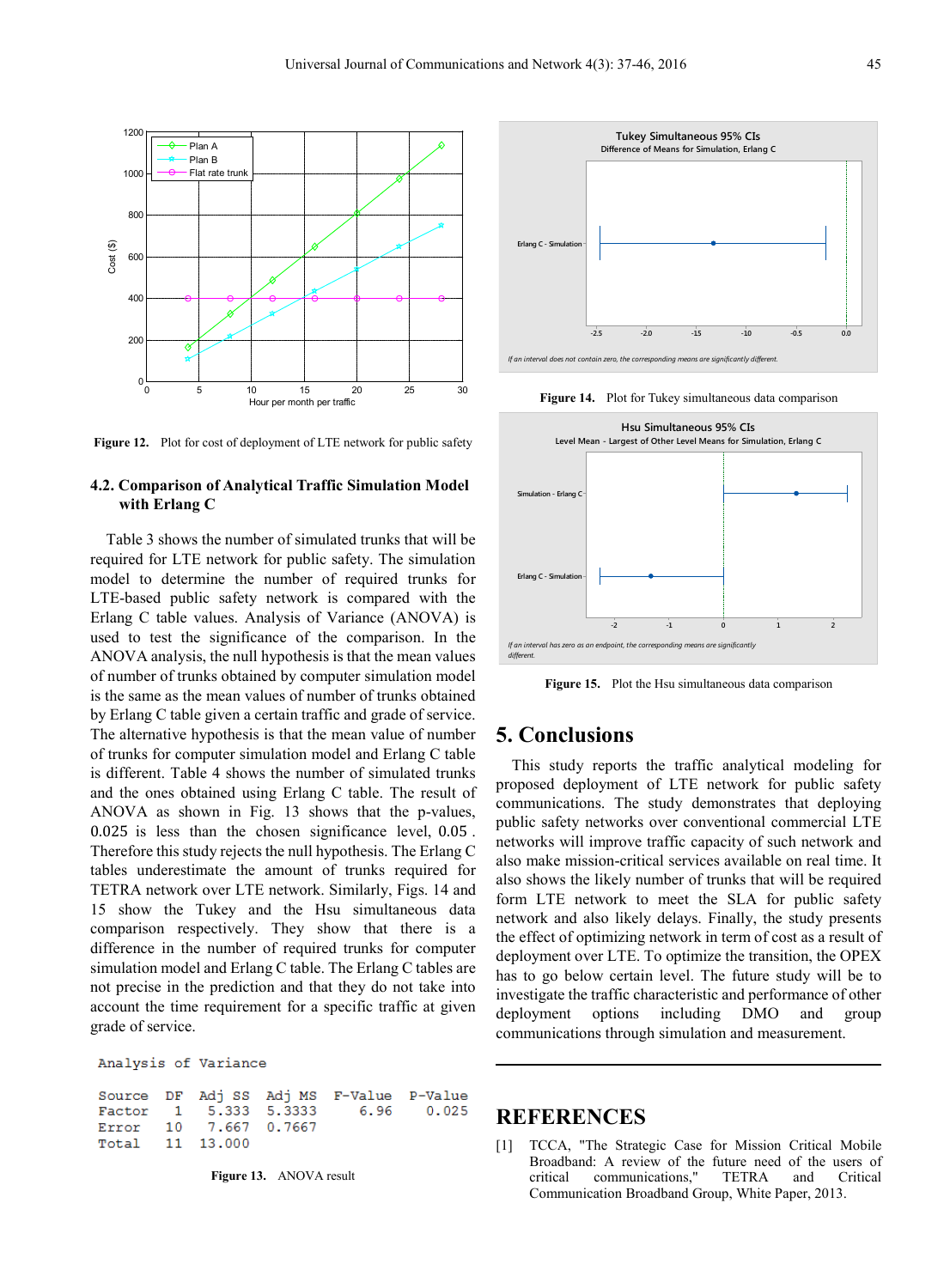Figure 12. Plot for cost of deployment of LTE network for public safety

### 4.2. Comparison of Analytical Traffic Simulation Model with Erlang C

Table 3 shows the number of simulated trunks that will be required for LTE network for public safety. The simulation model to determine the number of required trunks for LTE-based public safety network is compared with the Erlang C table values. Analysis of Variance (ANOVA) is used to test the significance of the comparison. In the ANOVA analysis, the null hypothesis is that the mean values of number of trunks obtained by computer simulation model is the same as the mean values of number of trunks obtained by Erlang C table given a certain traffic and grade of service. The alternative hypothesis is that the mean value of number of trunks for computer simulation model and Erlang C table is different. Table 4 shows the number of simulated trunks and the ones obtained using Erlang C table. The result of ANOVA as shown in Fig. 13 shows that the p-values, 0.025 is less than the chosen significance level, 0.05 . Therefore this study rejects the null hypothesis. The Erlang C tables underestimate the amount of trunks required for TETRA network over LTE network. Similarly, Figs. 14 and 15 show the Tukey and the Hsu simultaneous data comparison respectively. They show that there is a difference in the number of required trunks for computer simulation model and Erlang C table. The Erlang C tables are not precise in the prediction and that they do not take into account the time requirement for a specific traffic at given grade of service.

```
Analysis of Variance

Source   DF   Adj SS   Adj MS   F-Value   P-Value
Factor    1    5.333   5.3333      6.96     0.025
Error    10    7.667   0.7667
Total    11   13.000
```

Figure 13. ANOVA result

Figure 14. Plot for Tukey simultaneous data comparison

Figure 15. Plot the Hsu simultaneous data comparison

## 5. Conclusions

This study reports the traffic analytical modeling for proposed deployment of LTE network for public safety communications. The study demonstrates that deploying public safety networks over conventional commercial LTE networks will improve traffic capacity of such network and also make mission-critical services available on real time. It also shows the likely number of trunks that will be required form LTE network to meet the SLA for public safety network and also likely delays. Finally, the study presents the effect of optimizing network in term of cost as a result of deployment over LTE. To optimize the transition, the OPEX has to go below certain level. The future study will be to investigate the traffic characteristic and performance of other deployment options including DMO and group communications through simulation and measurement.

## REFERENCES

[1] TCCA, "The Strategic Case for Mission Critical Mobile Broadband: A review of the future need of the users of critical communications," TETRA and Critical Communication Broadband Group, White Paper, 2013.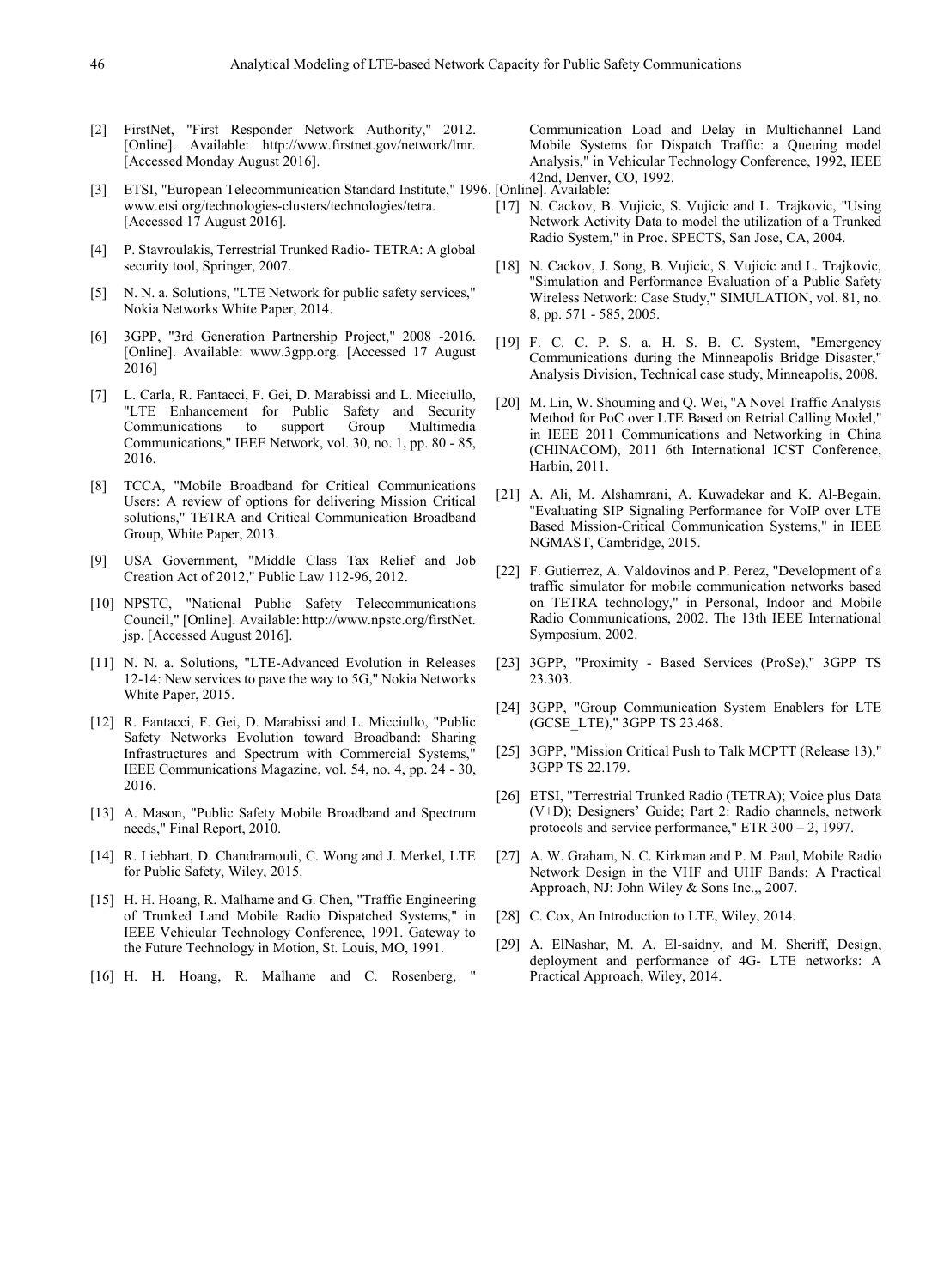[2] FirstNet, "First Responder Network Authority," 2012. [Online]. Available: http://www.firstnet.gov/network/lmr. [Accessed Monday August 2016].

[3] ETSI, "European Telecommunication Standard Institute," 1996. [Online]. Available: www.etsi.org/technologies-clusters/technologies/tetra. [Accessed 17 August 2016].

[4] P. Stavroulakis, Terrestrial Trunked Radio- TETRA: A global security tool, Springer, 2007.

[5] N. N. a. Solutions, "LTE Network for public safety services," Nokia Networks White Paper, 2014.

[6] 3GPP, "3rd Generation Partnership Project," 2008 -2016. [Online]. Available: www.3gpp.org. [Accessed 17 August 2016]

[7] L. Carla, R. Fantacci, F. Gei, D. Marabissi and L. Micciullo, "LTE Enhancement for Public Safety and Security Communications to support Group Multimedia Communications," IEEE Network, vol. 30, no. 1, pp. 80 - 85, 2016.

[8] TCCA, "Mobile Broadband for Critical Communications Users: A review of options for delivering Mission Critical solutions," TETRA and Critical Communication Broadband Group, White Paper, 2013.

[9] USA Government, "Middle Class Tax Relief and Job Creation Act of 2012," Public Law 112-96, 2012.

[10] NPSTC, "National Public Safety Telecommunications Council," [Online]. Available: http://www.npstc.org/firstNet.jsp. [Accessed August 2016].

[11] N. N. a. Solutions, "LTE-Advanced Evolution in Releases 12-14: New services to pave the way to 5G," Nokia Networks White Paper, 2015.

[12] R. Fantacci, F. Gei, D. Marabissi and L. Micciullo, "Public Safety Networks Evolution toward Broadband: Sharing Infrastructures and Spectrum with Commercial Systems," IEEE Communications Magazine, vol. 54, no. 4, pp. 24 - 30, 2016.

[13] A. Mason, "Public Safety Mobile Broadband and Spectrum needs," Final Report, 2010.

[14] R. Liebhart, D. Chandramouli, C. Wong and J. Merkel, LTE for Public Safety, Wiley, 2015.

[15] H. H. Hoang, R. Malhame and G. Chen, "Traffic Engineering of Trunked Land Mobile Radio Dispatched Systems," in IEEE Vehicular Technology Conference, 1991. Gateway to the Future Technology in Motion, St. Louis, MO, 1991.

[16] H. H. Hoang, R. Malhame and C. Rosenberg, "Communication Load and Delay in Multichannel Land Mobile Systems for Dispatch Traffic: a Queuing model Analysis," in Vehicular Technology Conference, 1992, IEEE 42nd, Denver, CO, 1992.

[17] N. Cackov, B. Vujicic, S. Vujicic and L. Trajkovic, "Using Network Activity Data to model the utilization of a Trunked Radio System," in Proc. SPECTS, San Jose, CA, 2004.

[18] N. Cackov, J. Song, B. Vujicic, S. Vujicic and L. Trajkovic, "Simulation and Performance Evaluation of a Public Safety Wireless Network: Case Study," SIMULATION, vol. 81, no. 8, pp. 571 - 585, 2005.

[19] F. C. C. P. S. a. H. S. B. C. System, "Emergency Communications during the Minneapolis Bridge Disaster," Analysis Division, Technical case study, Minneapolis, 2008.

[20] M. Lin, W. Shouming and Q. Wei, "A Novel Traffic Analysis Method for PoC over LTE Based on Retrial Calling Model," in IEEE 2011 Communications and Networking in China (CHINACOM), 2011 6th International ICST Conference, Harbin, 2011.

[21] A. Ali, M. Alshamrani, A. Kuwadekar and K. Al-Begain, "Evaluating SIP Signaling Performance for VoIP over LTE Based Mission-Critical Communication Systems," in IEEE NGMAST, Cambridge, 2015.

[22] F. Gutierrez, A. Valdovinos and P. Perez, "Development of a traffic simulator for mobile communication networks based on TETRA technology," in Personal, Indoor and Mobile Radio Communications, 2002. The 13th IEEE International Symposium, 2002.

[23] 3GPP, "Proximity - Based Services (ProSe)," 3GPP TS 23.303.

[24] 3GPP, "Group Communication System Enablers for LTE (GCSE_LTE)," 3GPP TS 23.468.

[25] 3GPP, "Mission Critical Push to Talk MCPTT (Release 13)," 3GPP TS 22.179.

[26] ETSI, "Terrestrial Trunked Radio (TETRA); Voice plus Data (V+D); Designers' Guide; Part 2: Radio channels, network protocols and service performance," ETR 300 – 2, 1997.

[27] A. W. Graham, N. C. Kirkman and P. M. Paul, Mobile Radio Network Design in the VHF and UHF Bands: A Practical Approach, NJ: John Wiley & Sons Inc.,, 2007.

[28] C. Cox, An Introduction to LTE, Wiley, 2014.

[29] A. ElNashar, M. A. El-saidny, and M. Sheriff, Design, deployment and performance of 4G- LTE networks: A Practical Approach, Wiley, 2014.